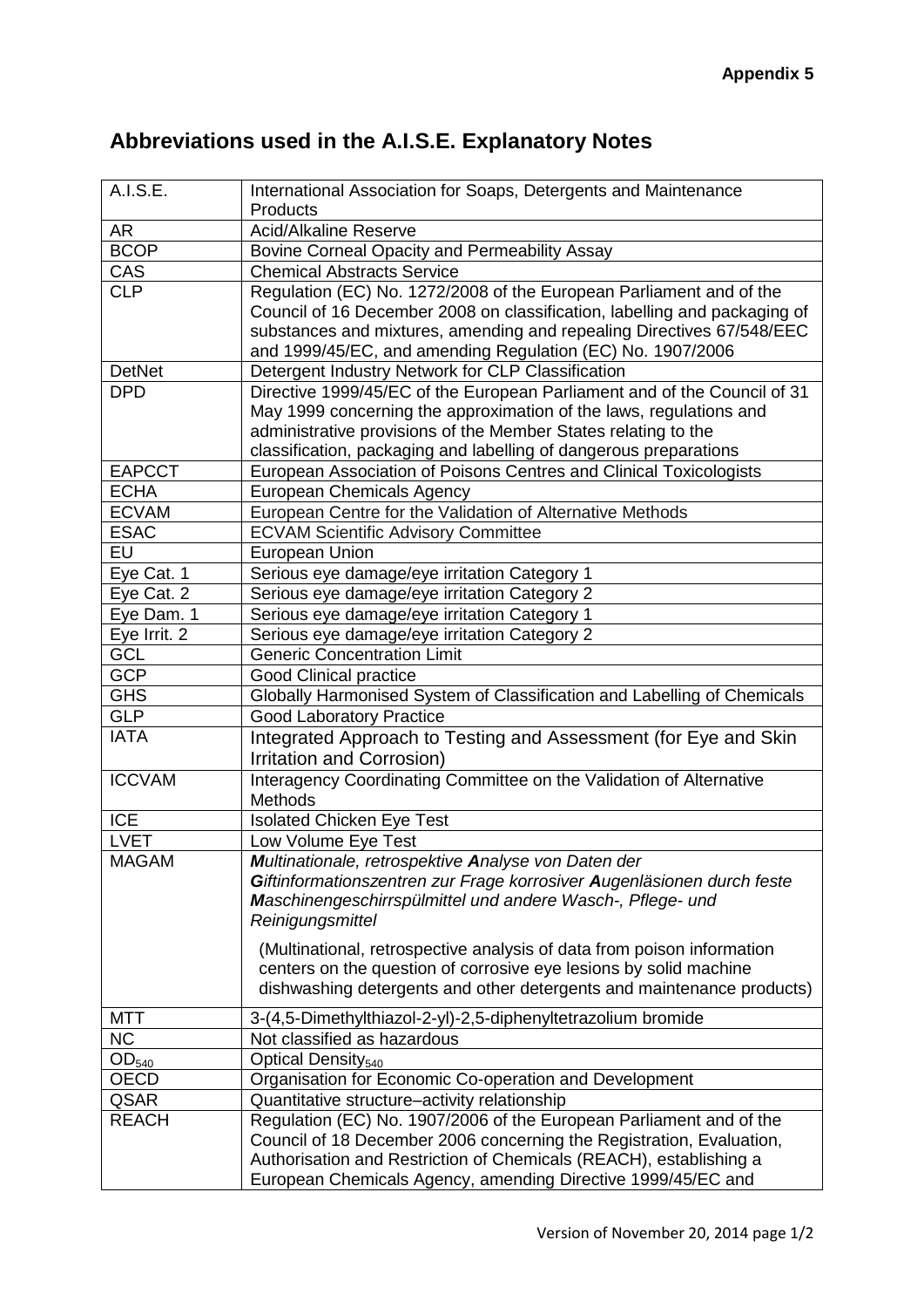**Appendix 5**

## Abbreviations used in the A.I.S.E. Explanatory Notes

| A.I.S.E. | International Association for Soaps, Detergents and Maintenance Products |
|---|---|
| AR | Acid/Alkaline Reserve |
| BCOP | Bovine Corneal Opacity and Permeability Assay |
| CAS | Chemical Abstracts Service |
| CLP | Regulation (EC) No. 1272/2008 of the European Parliament and of the Council of 16 December 2008 on classification, labelling and packaging of substances and mixtures, amending and repealing Directives 67/548/EEC and 1999/45/EC, and amending Regulation (EC) No. 1907/2006 |
| DetNet | Detergent Industry Network for CLP Classification |
| DPD | Directive 1999/45/EC of the European Parliament and of the Council of 31 May 1999 concerning the approximation of the laws, regulations and administrative provisions of the Member States relating to the classification, packaging and labelling of dangerous preparations |
| EAPCCT | European Association of Poisons Centres and Clinical Toxicologists |
| ECHA | European Chemicals Agency |
| ECVAM | European Centre for the Validation of Alternative Methods |
| ESAC | ECVAM Scientific Advisory Committee |
| EU | European Union |
| Eye Cat. 1 | Serious eye damage/eye irritation Category 1 |
| Eye Cat. 2 | Serious eye damage/eye irritation Category 2 |
| Eye Dam. 1 | Serious eye damage/eye irritation Category 1 |
| Eye Irrit. 2 | Serious eye damage/eye irritation Category 2 |
| GCL | Generic Concentration Limit |
| GCP | Good Clinical practice |
| GHS | Globally Harmonised System of Classification and Labelling of Chemicals |
| GLP | Good Laboratory Practice |
| IATA | Integrated Approach to Testing and Assessment (for Eye and Skin Irritation and Corrosion) |
| ICCVAM | Interagency Coordinating Committee on the Validation of Alternative Methods |
| ICE | Isolated Chicken Eye Test |
| LVET | Low Volume Eye Test |
| MAGAM | ***M****ultinationale, retrospektive* ***A****nalyse von Daten der* ***G****iftinformationszentren zur Frage korrosiver* ***A****ugenläsionen durch feste* ***M****aschinengeschirrspülmittel und andere Wasch-, Pflege- und Reinigungsmittel*<br><br>(Multinational, retrospective analysis of data from poison information centers on the question of corrosive eye lesions by solid machine dishwashing detergents and other detergents and maintenance products) |
| MTT | 3-(4,5-Dimethylthiazol-2-yl)-2,5-diphenyltetrazolium bromide |
| NC | Not classified as hazardous |
| $OD_{540}$ | Optical $Density_{540}$ |
| OECD | Organisation for Economic Co-operation and Development |
| QSAR | Quantitative structure–activity relationship |
| REACH | Regulation (EC) No. 1907/2006 of the European Parliament and of the Council of 18 December 2006 concerning the Registration, Evaluation, Authorisation and Restriction of Chemicals (REACH), establishing a European Chemicals Agency, amending Directive 1999/45/EC and |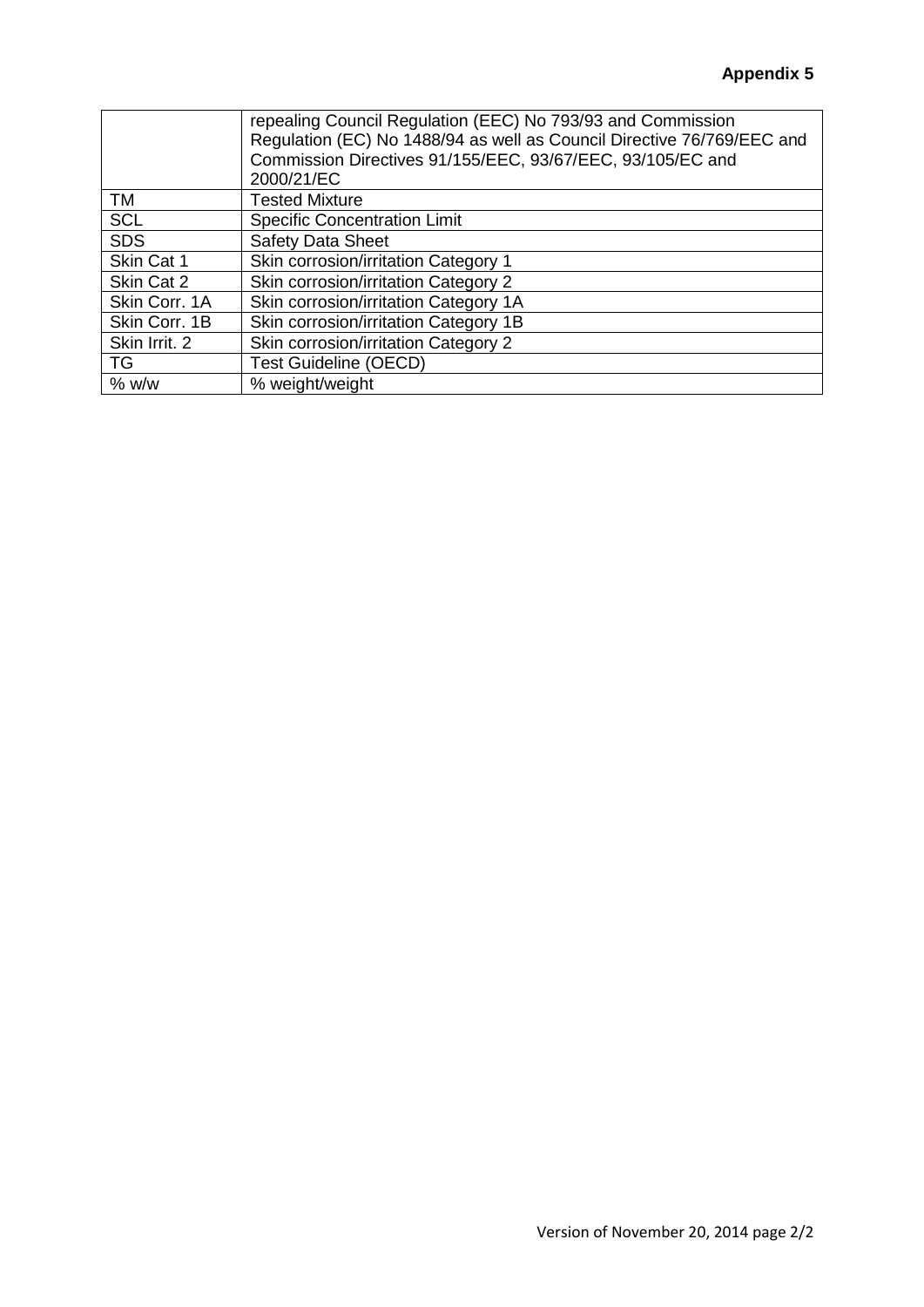**Appendix 5**

| | |
|---|---|
| | repealing Council Regulation (EEC) No 793/93 and Commission Regulation (EC) No 1488/94 as well as Council Directive 76/769/EEC and Commission Directives 91/155/EEC, 93/67/EEC, 93/105/EC and 2000/21/EC |
| TM | Tested Mixture |
| SCL | Specific Concentration Limit |
| SDS | Safety Data Sheet |
| Skin Cat 1 | Skin corrosion/irritation Category 1 |
| Skin Cat 2 | Skin corrosion/irritation Category 2 |
| Skin Corr. 1A | Skin corrosion/irritation Category 1A |
| Skin Corr. 1B | Skin corrosion/irritation Category 1B |
| Skin Irrit. 2 | Skin corrosion/irritation Category 2 |
| TG | Test Guideline (OECD) |
| % w/w | % weight/weight |

Version of November 20, 2014